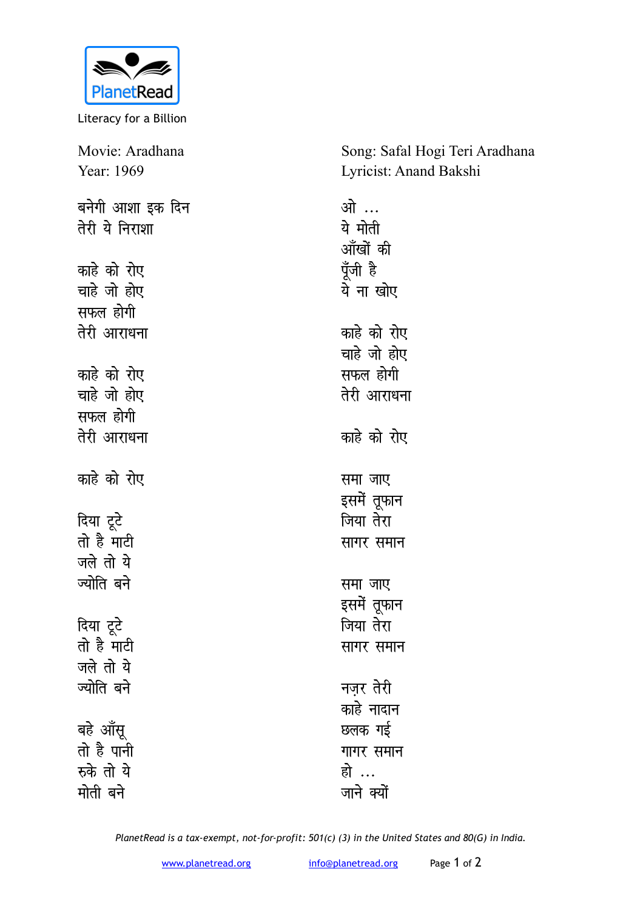PlanetRead

Literacy for a Billion

Movie: Aradhana
Year: 1969

Song: Safal Hogi Teri Aradhana
Lyricist: Anand Bakshi

बनेगी आशा इक दिन
तेरी ये निराशा

काहे को रोए
चाहे जो होए
सफल होगी
तेरी आराधना

काहे को रोए
चाहे जो होए
सफल होगी
तेरी आराधना

काहे को रोए

दिया टूटे
तो है माटी
जले तो ये
ज्योति बने

दिया टूटे
तो है माटी
जले तो ये
ज्योति बने

बहे आँसू
तो है पानी
रुके तो ये
मोती बने

ओ …
ये मोती
आँखों की
पूँजी है
ये ना खोए

काहे को रोए
चाहे जो होए
सफल होगी
तेरी आराधना

काहे को रोए

समा जाए
इसमें तूफ़ान
जिया तेरा
सागर समान

समा जाए
इसमें तूफ़ान
जिया तेरा
सागर समान

नज़र तेरी
काहे नादान
छलक गई
गागर समान
हो …
जाने क्यों

*PlanetRead is a tax-exempt, not-for-profit: 501(c) (3) in the United States and 80(G) in India.*

www.planetread.org info@planetread.org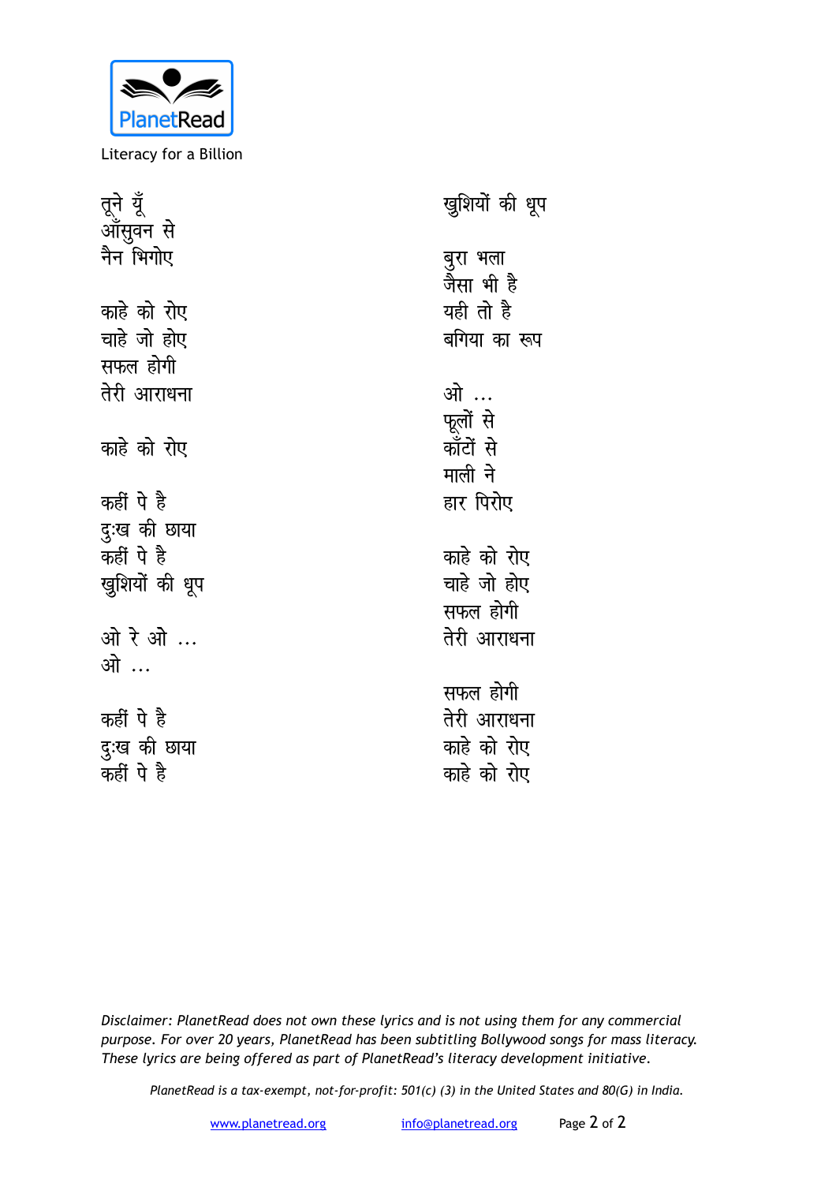PlanetRead

Literacy for a Billion

तूने यूँ
आँसुवन से
नैन भिगोए

काहे को रोए
चाहे जो होए
सफल होगी
तेरी आराधना

काहे को रोए

कहीं पे है
दुःख की छाया
कहीं पे है
खुशियों की धूप

ओ रे ओ ...
ओ ...

कहीं पे है
दुःख की छाया
कहीं पे है
खुशियों की धूप

बुरा भला
जैसा भी है
यही तो है
बगिया का रूप

ओ ...
फूलों से
काँटों से
माली ने
हार पिरोए

काहे को रोए
चाहे जो होए
सफल होगी
तेरी आराधना

सफल होगी
तेरी आराधना
काहे को रोए
काहे को रोए

*Disclaimer: PlanetRead does not own these lyrics and is not using them for any commercial purpose. For over 20 years, PlanetRead has been subtitling Bollywood songs for mass literacy. These lyrics are being offered as part of PlanetRead's literacy development initiative.*

*PlanetRead is a tax-exempt, not-for-profit: 501(c) (3) in the United States and 80(G) in India.*

www.planetread.org info@planetread.org